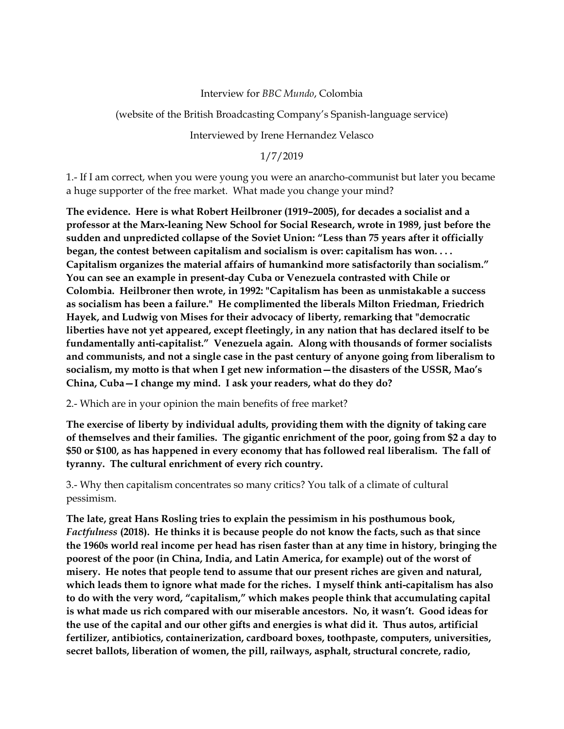Interview for *BBC Mundo*, Colombia

(website of the British Broadcasting Company's Spanish-language service)

Interviewed by Irene Hernandez Velasco

1/7/2019

1.- If I am correct, when you were young you were an anarcho-communist but later you became a huge supporter of the free market. What made you change your mind?

**The evidence. Here is what Robert Heilbroner (1919–2005), for decades a socialist and a professor at the Marx-leaning New School for Social Research, wrote in 1989, just before the sudden and unpredicted collapse of the Soviet Union: "Less than 75 years after it officially began, the contest between capitalism and socialism is over: capitalism has won. . . . Capitalism organizes the material affairs of humankind more satisfactorily than socialism." You can see an example in present-day Cuba or Venezuela contrasted with Chile or Colombia. Heilbroner then wrote, in 1992: "Capitalism has been as unmistakable a success as socialism has been a failure." He complimented the liberals Milton Friedman, Friedrich Hayek, and Ludwig von Mises for their advocacy of liberty, remarking that "democratic liberties have not yet appeared, except fleetingly, in any nation that has declared itself to be fundamentally anti-capitalist." Venezuela again. Along with thousands of former socialists and communists, and not a single case in the past century of anyone going from liberalism to socialism, my motto is that when I get new information—the disasters of the USSR, Mao's China, Cuba—I change my mind. I ask your readers, what do they do?**

2.- Which are in your opinion the main benefits of free market?

**The exercise of liberty by individual adults, providing them with the dignity of taking care of themselves and their families. The gigantic enrichment of the poor, going from $2 a day to $50 or $100, as has happened in every economy that has followed real liberalism. The fall of tyranny. The cultural enrichment of every rich country.**

3.- Why then capitalism concentrates so many critics? You talk of a climate of cultural pessimism.

**The late, great Hans Rosling tries to explain the pessimism in his posthumous book, *Factfulness* (2018). He thinks it is because people do not know the facts, such as that since the 1960s world real income per head has risen faster than at any time in history, bringing the poorest of the poor (in China, India, and Latin America, for example) out of the worst of misery. He notes that people tend to assume that our present riches are given and natural, which leads them to ignore what made for the riches. I myself think anti-capitalism has also to do with the very word, "capitalism," which makes people think that accumulating capital is what made us rich compared with our miserable ancestors. No, it wasn't. Good ideas for the use of the capital and our other gifts and energies is what did it. Thus autos, artificial fertilizer, antibiotics, containerization, cardboard boxes, toothpaste, computers, universities, secret ballots, liberation of women, the pill, railways, asphalt, structural concrete, radio,**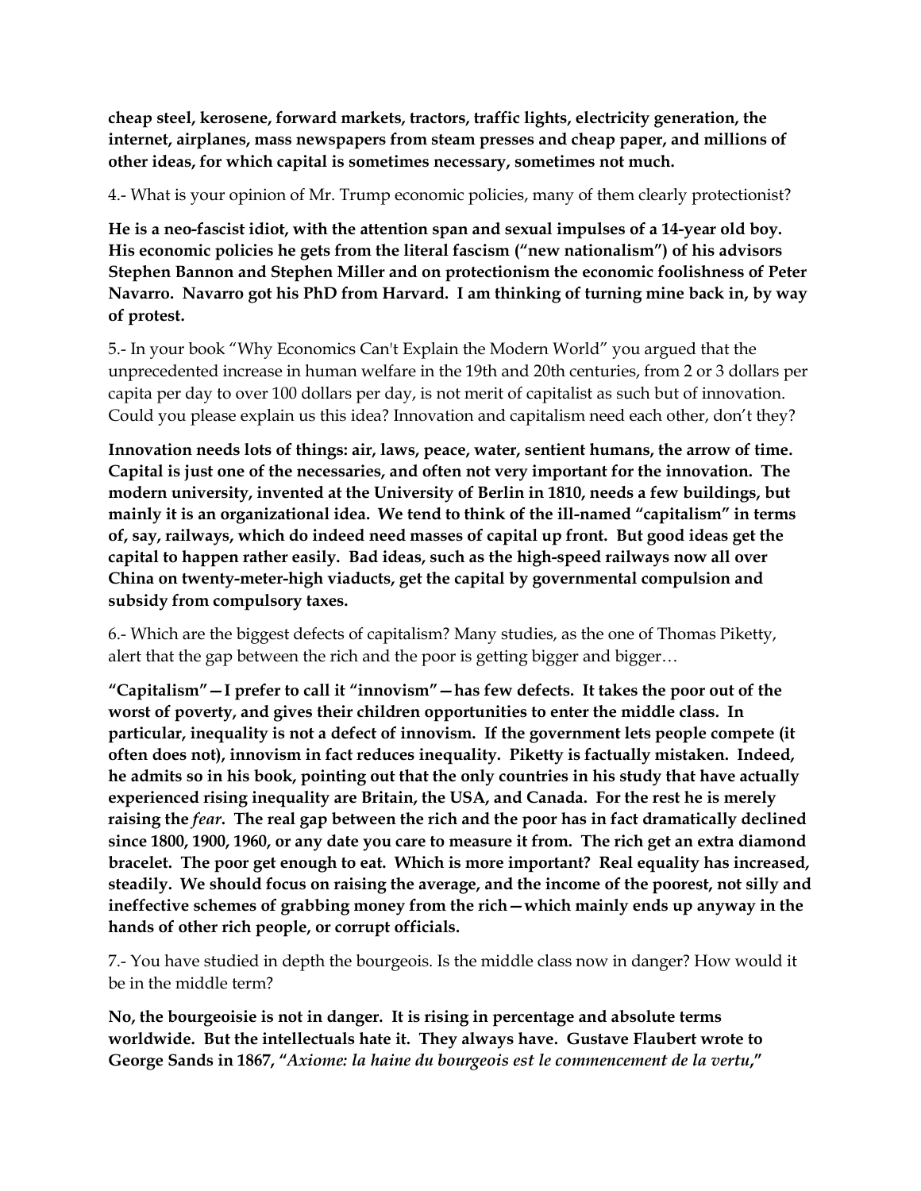**cheap steel, kerosene, forward markets, tractors, traffic lights, electricity generation, the internet, airplanes, mass newspapers from steam presses and cheap paper, and millions of other ideas, for which capital is sometimes necessary, sometimes not much.**

4.- What is your opinion of Mr. Trump economic policies, many of them clearly protectionist?

**He is a neo-fascist idiot, with the attention span and sexual impulses of a 14-year old boy. His economic policies he gets from the literal fascism ("new nationalism") of his advisors Stephen Bannon and Stephen Miller and on protectionism the economic foolishness of Peter Navarro. Navarro got his PhD from Harvard. I am thinking of turning mine back in, by way of protest.**

5.- In your book "Why Economics Can't Explain the Modern World" you argued that the unprecedented increase in human welfare in the 19th and 20th centuries, from 2 or 3 dollars per capita per day to over 100 dollars per day, is not merit of capitalist as such but of innovation. Could you please explain us this idea? Innovation and capitalism need each other, don't they?

**Innovation needs lots of things: air, laws, peace, water, sentient humans, the arrow of time. Capital is just one of the necessaries, and often not very important for the innovation. The modern university, invented at the University of Berlin in 1810, needs a few buildings, but mainly it is an organizational idea. We tend to think of the ill-named "capitalism" in terms of, say, railways, which do indeed need masses of capital up front. But good ideas get the capital to happen rather easily. Bad ideas, such as the high-speed railways now all over China on twenty-meter-high viaducts, get the capital by governmental compulsion and subsidy from compulsory taxes.**

6.- Which are the biggest defects of capitalism? Many studies, as the one of Thomas Piketty, alert that the gap between the rich and the poor is getting bigger and bigger…

**"Capitalism"—I prefer to call it "innovism"—has few defects. It takes the poor out of the worst of poverty, and gives their children opportunities to enter the middle class. In particular, inequality is not a defect of innovism. If the government lets people compete (it often does not), innovism in fact reduces inequality. Piketty is factually mistaken. Indeed, he admits so in his book, pointing out that the only countries in his study that have actually experienced rising inequality are Britain, the USA, and Canada. For the rest he is merely raising the *fear*. The real gap between the rich and the poor has in fact dramatically declined since 1800, 1900, 1960, or any date you care to measure it from. The rich get an extra diamond bracelet. The poor get enough to eat. Which is more important? Real equality has increased, steadily. We should focus on raising the average, and the income of the poorest, not silly and ineffective schemes of grabbing money from the rich—which mainly ends up anyway in the hands of other rich people, or corrupt officials.**

7.- You have studied in depth the bourgeois. Is the middle class now in danger? How would it be in the middle term?

**No, the bourgeoisie is not in danger. It is rising in percentage and absolute terms worldwide. But the intellectuals hate it. They always have. Gustave Flaubert wrote to George Sands in 1867, "*Axiome: la haine du bourgeois est le commencement de la vertu*,"**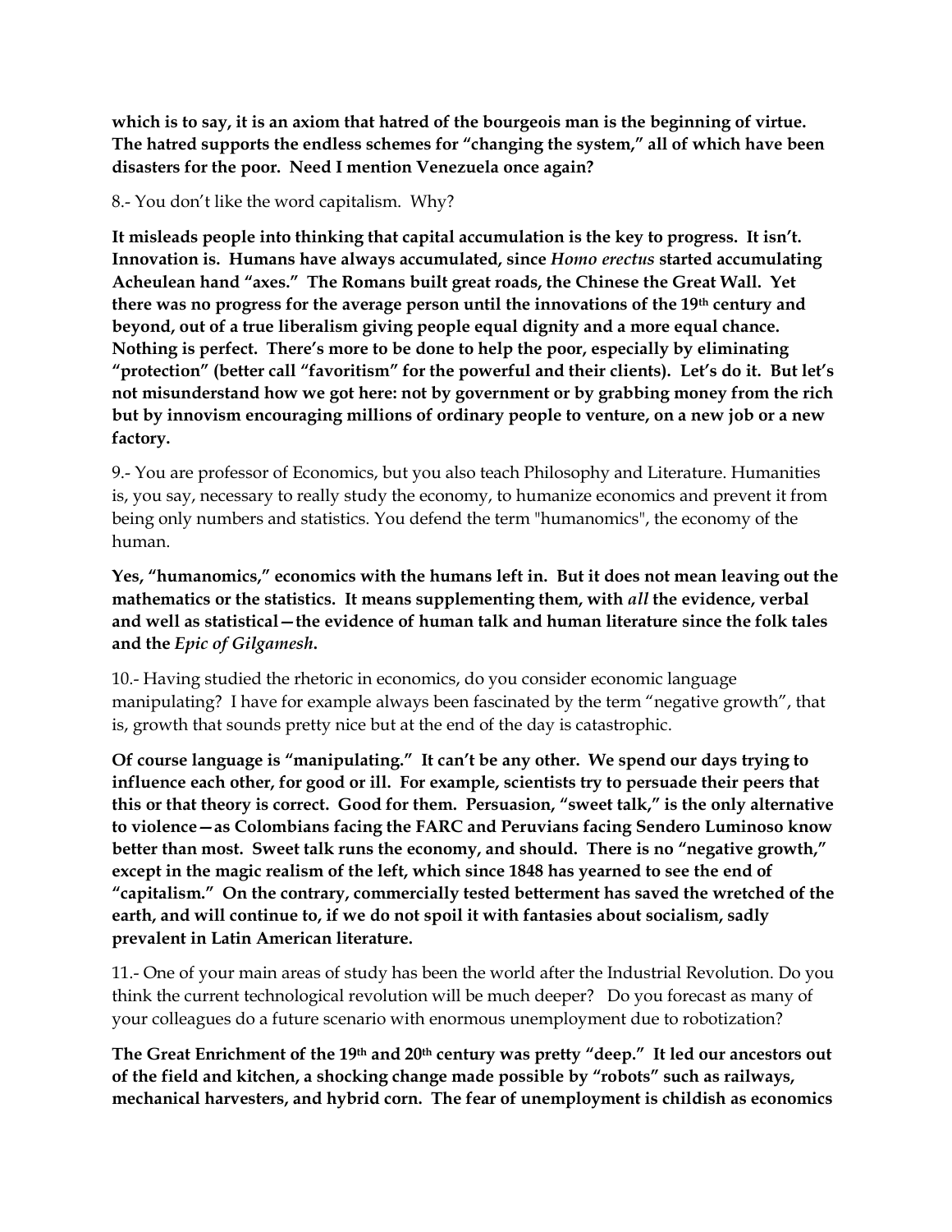**which is to say, it is an axiom that hatred of the bourgeois man is the beginning of virtue. The hatred supports the endless schemes for "changing the system," all of which have been disasters for the poor. Need I mention Venezuela once again?**

8.- You don't like the word capitalism. Why?

**It misleads people into thinking that capital accumulation is the key to progress. It isn't. Innovation is. Humans have always accumulated, since *Homo erectus* started accumulating Acheulean hand "axes." The Romans built great roads, the Chinese the Great Wall. Yet there was no progress for the average person until the innovations of the 19th century and beyond, out of a true liberalism giving people equal dignity and a more equal chance. Nothing is perfect. There's more to be done to help the poor, especially by eliminating "protection" (better call "favoritism" for the powerful and their clients). Let's do it. But let's not misunderstand how we got here: not by government or by grabbing money from the rich but by innovism encouraging millions of ordinary people to venture, on a new job or a new factory.**

9.- You are professor of Economics, but you also teach Philosophy and Literature. Humanities is, you say, necessary to really study the economy, to humanize economics and prevent it from being only numbers and statistics. You defend the term "humanomics", the economy of the human.

**Yes, "humanomics," economics with the humans left in. But it does not mean leaving out the mathematics or the statistics. It means supplementing them, with *all* the evidence, verbal and well as statistical—the evidence of human talk and human literature since the folk tales and the *Epic of Gilgamesh*.**

10.- Having studied the rhetoric in economics, do you consider economic language manipulating? I have for example always been fascinated by the term "negative growth", that is, growth that sounds pretty nice but at the end of the day is catastrophic.

**Of course language is "manipulating." It can't be any other. We spend our days trying to influence each other, for good or ill. For example, scientists try to persuade their peers that this or that theory is correct. Good for them. Persuasion, "sweet talk," is the only alternative to violence—as Colombians facing the FARC and Peruvians facing Sendero Luminoso know better than most. Sweet talk runs the economy, and should. There is no "negative growth," except in the magic realism of the left, which since 1848 has yearned to see the end of "capitalism." On the contrary, commercially tested betterment has saved the wretched of the earth, and will continue to, if we do not spoil it with fantasies about socialism, sadly prevalent in Latin American literature.**

11.- One of your main areas of study has been the world after the Industrial Revolution. Do you think the current technological revolution will be much deeper? Do you forecast as many of your colleagues do a future scenario with enormous unemployment due to robotization?

**The Great Enrichment of the 19th and 20th century was pretty "deep." It led our ancestors out of the field and kitchen, a shocking change made possible by "robots" such as railways, mechanical harvesters, and hybrid corn. The fear of unemployment is childish as economics**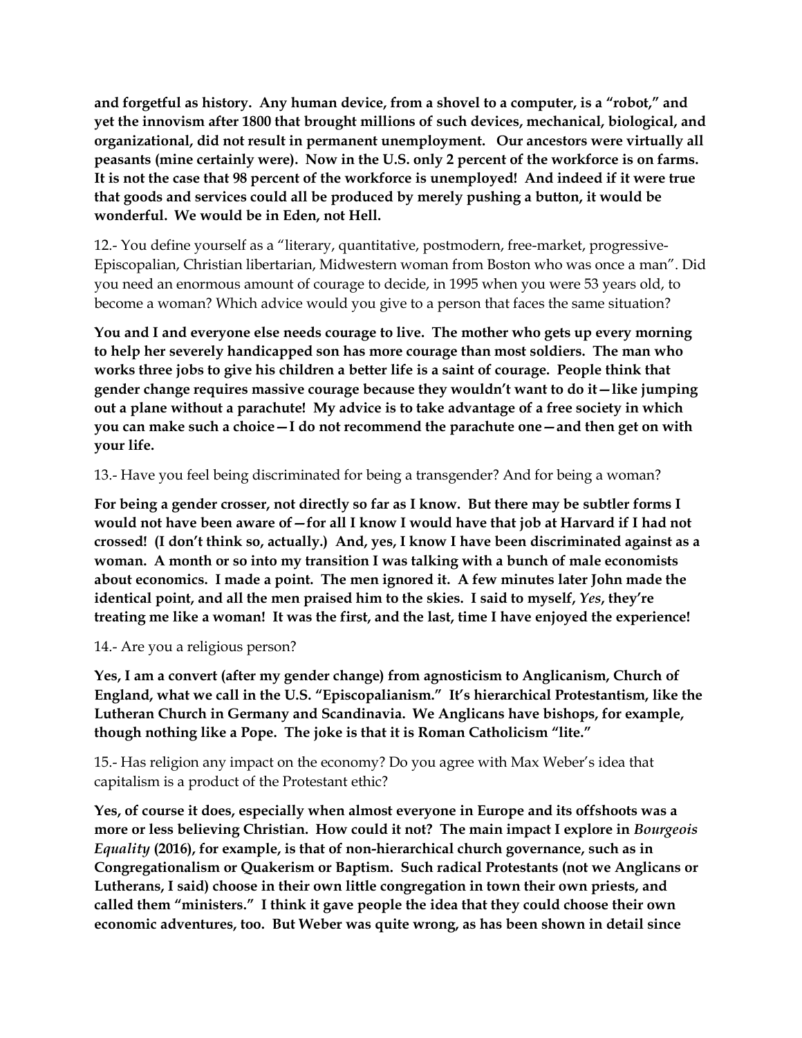**and forgetful as history. Any human device, from a shovel to a computer, is a "robot," and yet the innovism after 1800 that brought millions of such devices, mechanical, biological, and organizational, did not result in permanent unemployment. Our ancestors were virtually all peasants (mine certainly were). Now in the U.S. only 2 percent of the workforce is on farms. It is not the case that 98 percent of the workforce is unemployed! And indeed if it were true that goods and services could all be produced by merely pushing a button, it would be wonderful. We would be in Eden, not Hell.**

12.- You define yourself as a "literary, quantitative, postmodern, free-market, progressive-Episcopalian, Christian libertarian, Midwestern woman from Boston who was once a man". Did you need an enormous amount of courage to decide, in 1995 when you were 53 years old, to become a woman? Which advice would you give to a person that faces the same situation?

**You and I and everyone else needs courage to live. The mother who gets up every morning to help her severely handicapped son has more courage than most soldiers. The man who works three jobs to give his children a better life is a saint of courage. People think that gender change requires massive courage because they wouldn't want to do it—like jumping out a plane without a parachute! My advice is to take advantage of a free society in which you can make such a choice—I do not recommend the parachute one—and then get on with your life.**

13.- Have you feel being discriminated for being a transgender? And for being a woman?

**For being a gender crosser, not directly so far as I know. But there may be subtler forms I would not have been aware of—for all I know I would have that job at Harvard if I had not crossed! (I don't think so, actually.) And, yes, I know I have been discriminated against as a woman. A month or so into my transition I was talking with a bunch of male economists about economics. I made a point. The men ignored it. A few minutes later John made the identical point, and all the men praised him to the skies. I said to myself, *Yes*, they're treating me like a woman! It was the first, and the last, time I have enjoyed the experience!**

14.- Are you a religious person?

**Yes, I am a convert (after my gender change) from agnosticism to Anglicanism, Church of England, what we call in the U.S. "Episcopalianism." It's hierarchical Protestantism, like the Lutheran Church in Germany and Scandinavia. We Anglicans have bishops, for example, though nothing like a Pope. The joke is that it is Roman Catholicism "lite."**

15.- Has religion any impact on the economy? Do you agree with Max Weber's idea that capitalism is a product of the Protestant ethic?

**Yes, of course it does, especially when almost everyone in Europe and its offshoots was a more or less believing Christian. How could it not? The main impact I explore in *Bourgeois Equality* (2016), for example, is that of non-hierarchical church governance, such as in Congregationalism or Quakerism or Baptism. Such radical Protestants (not we Anglicans or Lutherans, I said) choose in their own little congregation in town their own priests, and called them "ministers." I think it gave people the idea that they could choose their own economic adventures, too. But Weber was quite wrong, as has been shown in detail since**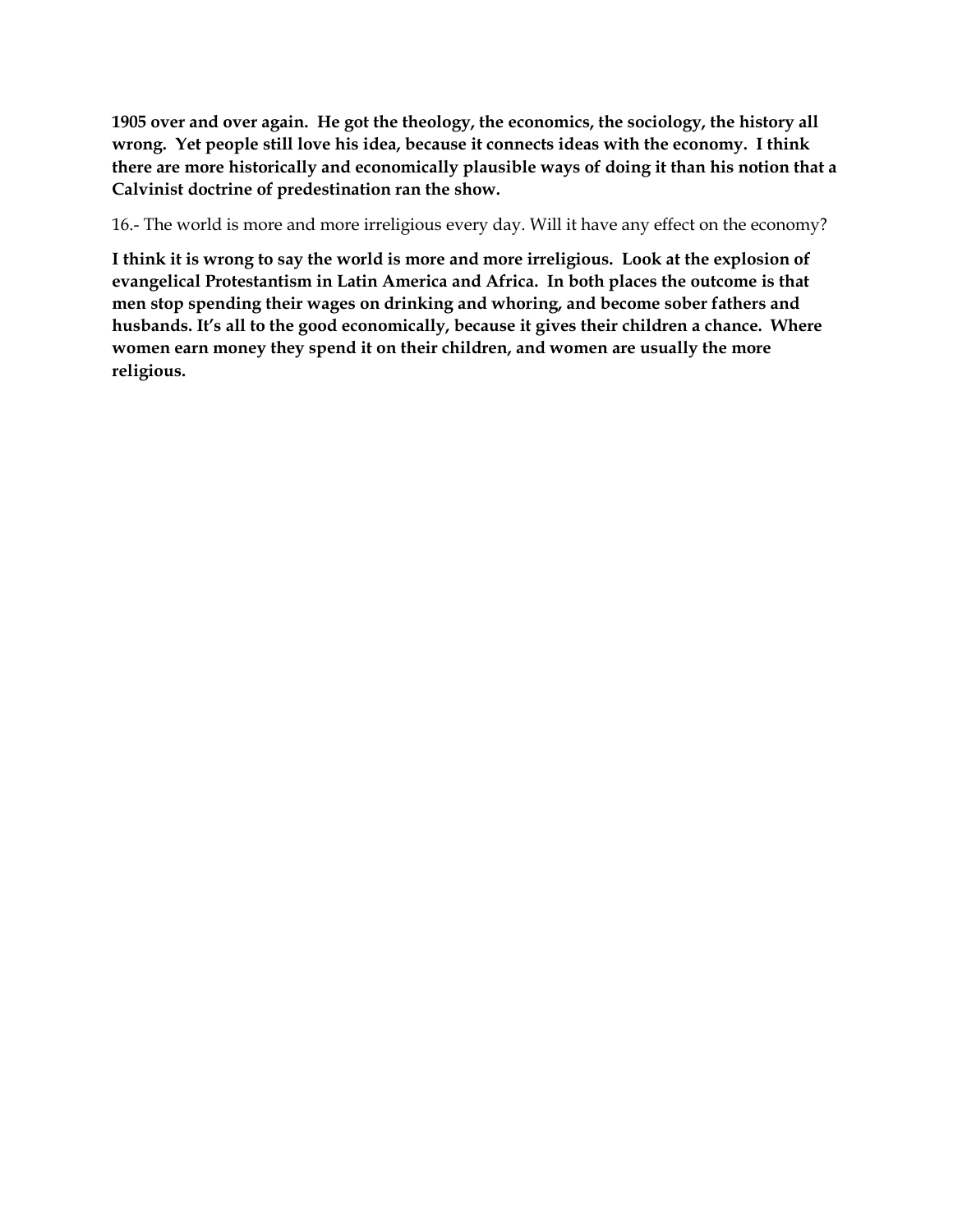**1905 over and over again. He got the theology, the economics, the sociology, the history all wrong. Yet people still love his idea, because it connects ideas with the economy. I think there are more historically and economically plausible ways of doing it than his notion that a Calvinist doctrine of predestination ran the show.**

16.- The world is more and more irreligious every day. Will it have any effect on the economy?

**I think it is wrong to say the world is more and more irreligious. Look at the explosion of evangelical Protestantism in Latin America and Africa. In both places the outcome is that men stop spending their wages on drinking and whoring, and become sober fathers and husbands. It's all to the good economically, because it gives their children a chance. Where women earn money they spend it on their children, and women are usually the more religious.**